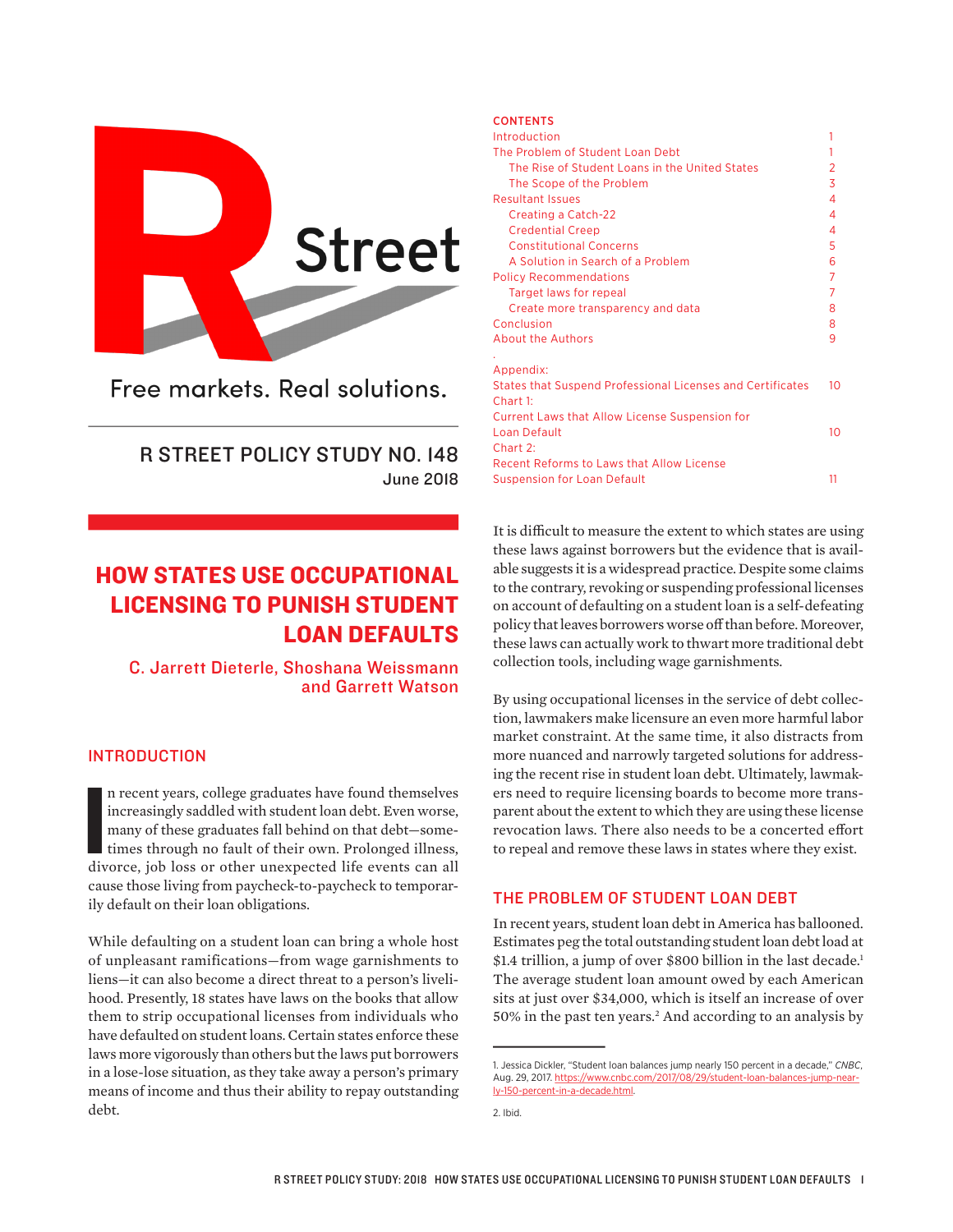R Street

Free markets. Real solutions.

R STREET POLICY STUDY NO. 148
June 2018

# HOW STATES USE OCCUPATIONAL LICENSING TO PUNISH STUDENT LOAN DEFAULTS

C. Jarrett Dieterle, Shoshana Weissmann and Garrett Watson

**CONTENTS**

| | |
|---|---|
| Introduction | 1 |
| The Problem of Student Loan Debt | 1 |
| The Rise of Student Loans in the United States | 2 |
| The Scope of the Problem | 3 |
| Resultant Issues | 4 |
| Creating a Catch-22 | 4 |
| Credential Creep | 4 |
| Constitutional Concerns | 5 |
| A Solution in Search of a Problem | 6 |
| Policy Recommendations | 7 |
| Target laws for repeal | 7 |
| Create more transparency and data | 8 |
| Conclusion | 8 |
| About the Authors | 9 |
| Appendix: | |
| States that Suspend Professional Licenses and Certificates | 10 |
| Chart 1: Current Laws that Allow License Suspension for Loan Default | 10 |
| Chart 2: Recent Reforms to Laws that Allow License Suspension for Loan Default | 11 |

## INTRODUCTION

In recent years, college graduates have found themselves increasingly saddled with student loan debt. Even worse, many of these graduates fall behind on that debt—sometimes through no fault of their own. Prolonged illness, divorce, job loss or other unexpected life events can all cause those living from paycheck-to-paycheck to temporarily default on their loan obligations.

While defaulting on a student loan can bring a whole host of unpleasant ramifications—from wage garnishments to liens—it can also become a direct threat to a person's livelihood. Presently, 18 states have laws on the books that allow them to strip occupational licenses from individuals who have defaulted on student loans. Certain states enforce these laws more vigorously than others but the laws put borrowers in a lose-lose situation, as they take away a person's primary means of income and thus their ability to repay outstanding debt.

It is difficult to measure the extent to which states are using these laws against borrowers but the evidence that is available suggests it is a widespread practice. Despite some claims to the contrary, revoking or suspending professional licenses on account of defaulting on a student loan is a self-defeating policy that leaves borrowers worse off than before. Moreover, these laws can actually work to thwart more traditional debt collection tools, including wage garnishments.

By using occupational licenses in the service of debt collection, lawmakers make licensure an even more harmful labor market constraint. At the same time, it also distracts from more nuanced and narrowly targeted solutions for addressing the recent rise in student loan debt. Ultimately, lawmakers need to require licensing boards to become more transparent about the extent to which they are using these license revocation laws. There also needs to be a concerted effort to repeal and remove these laws in states where they exist.

## THE PROBLEM OF STUDENT LOAN DEBT

In recent years, student loan debt in America has ballooned. Estimates peg the total outstanding student loan debt load at $1.4 trillion, a jump of over $800 billion in the last decade.[1] The average student loan amount owed by each American sits at just over $34,000, which is itself an increase of over 50% in the past ten years.[2] And according to an analysis by

1. Jessica Dickler, "Student loan balances jump nearly 150 percent in a decade," *CNBC*, Aug. 29, 2017. https://www.cnbc.com/2017/08/29/student-loan-balances-jump-nearly-150-percent-in-a-decade.html.

2. Ibid.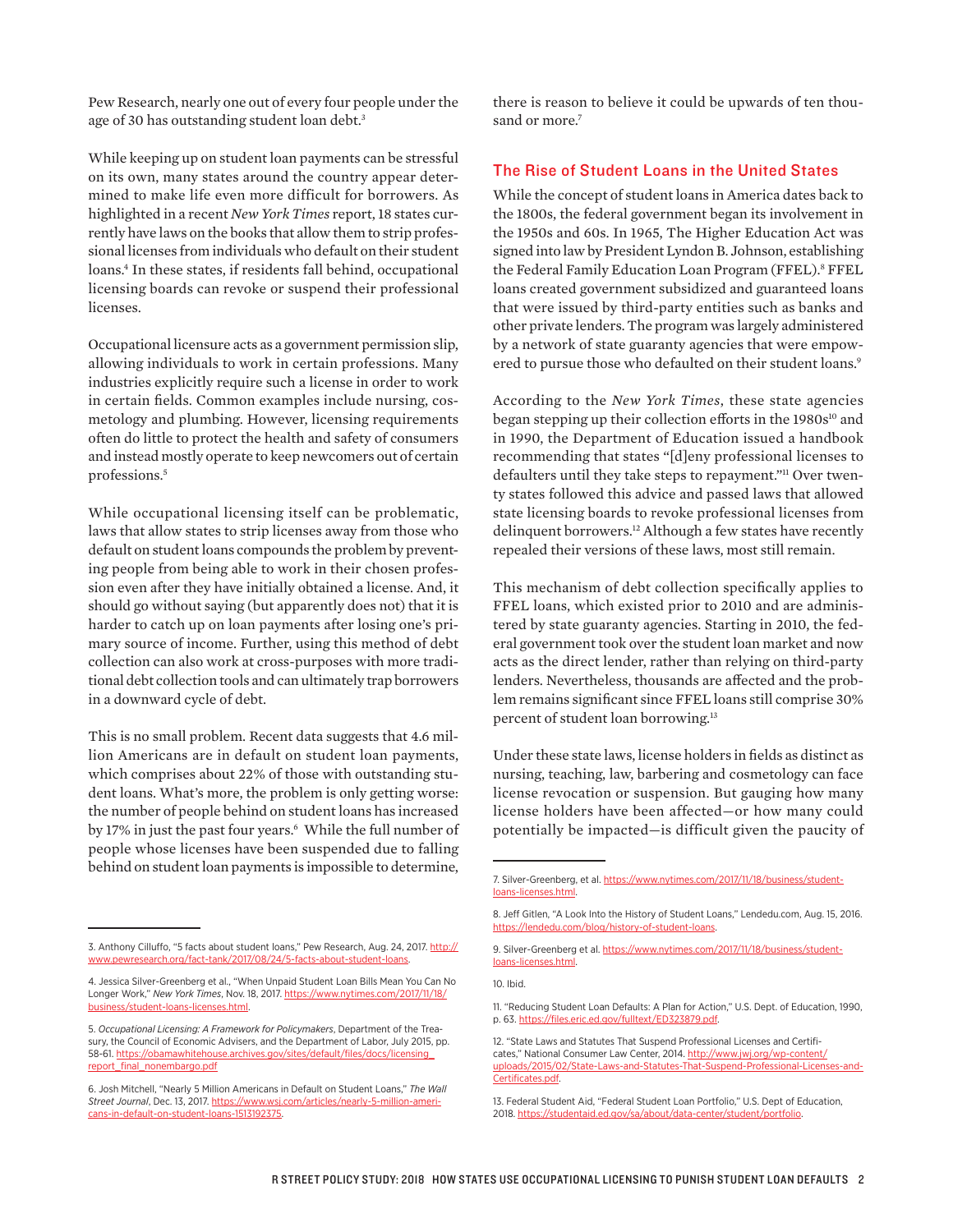Pew Research, nearly one out of every four people under the age of 30 has outstanding student loan debt.[3]

While keeping up on student loan payments can be stressful on its own, many states around the country appear determined to make life even more difficult for borrowers. As highlighted in a recent *New York Times* report, 18 states currently have laws on the books that allow them to strip professional licenses from individuals who default on their student loans.[4] In these states, if residents fall behind, occupational licensing boards can revoke or suspend their professional licenses.

Occupational licensure acts as a government permission slip, allowing individuals to work in certain professions. Many industries explicitly require such a license in order to work in certain fields. Common examples include nursing, cosmetology and plumbing. However, licensing requirements often do little to protect the health and safety of consumers and instead mostly operate to keep newcomers out of certain professions.[5]

While occupational licensing itself can be problematic, laws that allow states to strip licenses away from those who default on student loans compounds the problem by preventing people from being able to work in their chosen profession even after they have initially obtained a license. And, it should go without saying (but apparently does not) that it is harder to catch up on loan payments after losing one's primary source of income. Further, using this method of debt collection can also work at cross-purposes with more traditional debt collection tools and can ultimately trap borrowers in a downward cycle of debt.

This is no small problem. Recent data suggests that 4.6 million Americans are in default on student loan payments, which comprises about 22% of those with outstanding student loans. What's more, the problem is only getting worse: the number of people behind on student loans has increased by 17% in just the past four years.[6] While the full number of people whose licenses have been suspended due to falling behind on student loan payments is impossible to determine, there is reason to believe it could be upwards of ten thousand or more.[7]

## The Rise of Student Loans in the United States

While the concept of student loans in America dates back to the 1800s, the federal government began its involvement in the 1950s and 60s. In 1965, The Higher Education Act was signed into law by President Lyndon B. Johnson, establishing the Federal Family Education Loan Program (FFEL).[8] FFEL loans created government subsidized and guaranteed loans that were issued by third-party entities such as banks and other private lenders. The program was largely administered by a network of state guaranty agencies that were empowered to pursue those who defaulted on their student loans.[9]

According to the *New York Times*, these state agencies began stepping up their collection efforts in the 1980s[10] and in 1990, the Department of Education issued a handbook recommending that states "[d]eny professional licenses to defaulters until they take steps to repayment."[11] Over twenty states followed this advice and passed laws that allowed state licensing boards to revoke professional licenses from delinquent borrowers.[12] Although a few states have recently repealed their versions of these laws, most still remain.

This mechanism of debt collection specifically applies to FFEL loans, which existed prior to 2010 and are administered by state guaranty agencies. Starting in 2010, the federal government took over the student loan market and now acts as the direct lender, rather than relying on third-party lenders. Nevertheless, thousands are affected and the problem remains significant since FFEL loans still comprise 30% percent of student loan borrowing.[13]

Under these state laws, license holders in fields as distinct as nursing, teaching, law, barbering and cosmetology can face license revocation or suspension. But gauging how many license holders have been affected—or how many could potentially be impacted—is difficult given the paucity of

---

3. Anthony Cilluffo, "5 facts about student loans," Pew Research, Aug. 24, 2017. http://www.pewresearch.org/fact-tank/2017/08/24/5-facts-about-student-loans.

4. Jessica Silver-Greenberg et al., "When Unpaid Student Loan Bills Mean You Can No Longer Work," *New York Times*, Nov. 18, 2017. https://www.nytimes.com/2017/11/18/business/student-loans-licenses.html.

5. *Occupational Licensing: A Framework for Policymakers*, Department of the Treasury, the Council of Economic Advisers, and the Department of Labor, July 2015, pp. 58-61. https://obamawhitehouse.archives.gov/sites/default/files/docs/licensing_report_final_nonembargo.pdf

6. Josh Mitchell, "Nearly 5 Million Americans in Default on Student Loans," *The Wall Street Journal*, Dec. 13, 2017. https://www.wsj.com/articles/nearly-5-million-americans-in-default-on-student-loans-1513192375.

7. Silver-Greenberg, et al. https://www.nytimes.com/2017/11/18/business/student-loans-licenses.html.

8. Jeff Gitlen, "A Look Into the History of Student Loans," Lendedu.com, Aug. 15, 2016. https://lendedu.com/blog/history-of-student-loans.

9. Silver-Greenberg et al. https://www.nytimes.com/2017/11/18/business/student-loans-licenses.html.

10. Ibid.

11. "Reducing Student Loan Defaults: A Plan for Action," U.S. Dept. of Education, 1990, p. 63. https://files.eric.ed.gov/fulltext/ED323879.pdf.

12. "State Laws and Statutes That Suspend Professional Licenses and Certificates," National Consumer Law Center, 2014. http://www.jwj.org/wp-content/uploads/2015/02/State-Laws-and-Statutes-That-Suspend-Professional-Licenses-and-Certificates.pdf.

13. Federal Student Aid, "Federal Student Loan Portfolio," U.S. Dept of Education, 2018. https://studentaid.ed.gov/sa/about/data-center/student/portfolio.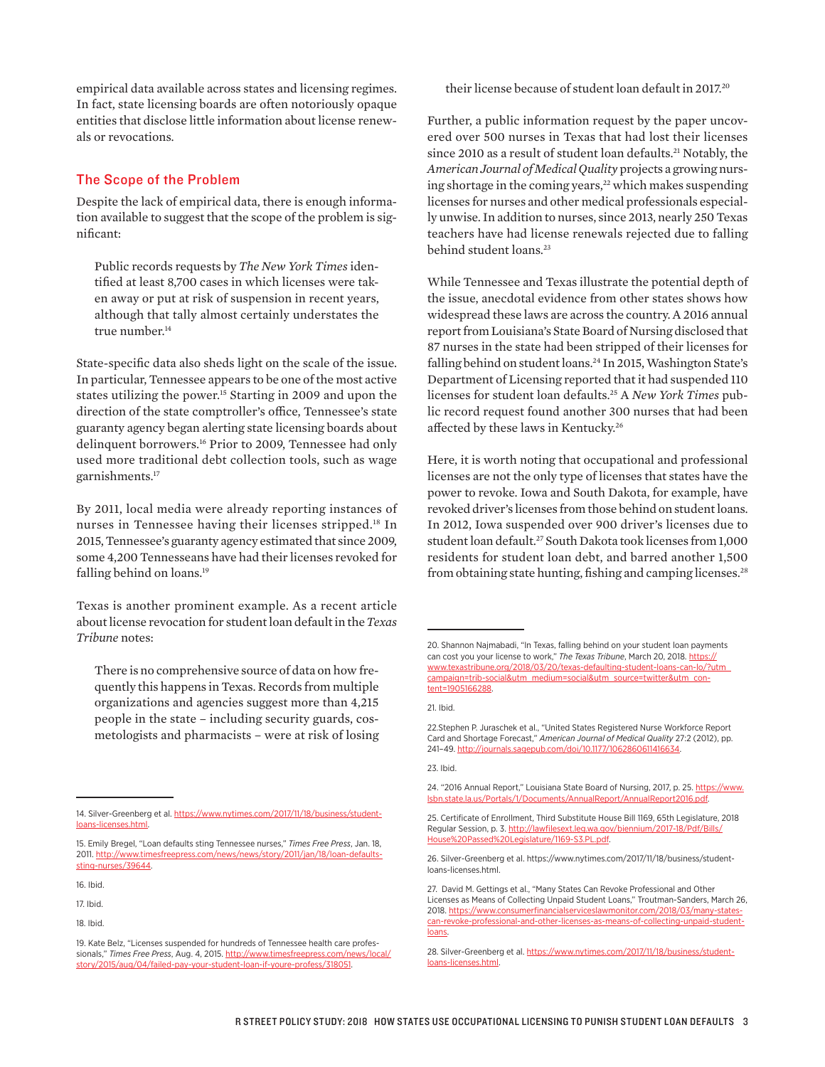empirical data available across states and licensing regimes. In fact, state licensing boards are often notoriously opaque entities that disclose little information about license renewals or revocations.

## The Scope of the Problem

Despite the lack of empirical data, there is enough information available to suggest that the scope of the problem is significant:

> Public records requests by *The New York Times* identified at least 8,700 cases in which licenses were taken away or put at risk of suspension in recent years, although that tally almost certainly understates the true number.[14]

State-specific data also sheds light on the scale of the issue. In particular, Tennessee appears to be one of the most active states utilizing the power.[15] Starting in 2009 and upon the direction of the state comptroller's office, Tennessee's state guaranty agency began alerting state licensing boards about delinquent borrowers.[16] Prior to 2009, Tennessee had only used more traditional debt collection tools, such as wage garnishments.[17]

By 2011, local media were already reporting instances of nurses in Tennessee having their licenses stripped.[18] In 2015, Tennessee's guaranty agency estimated that since 2009, some 4,200 Tennesseans have had their licenses revoked for falling behind on loans.[19]

Texas is another prominent example. As a recent article about license revocation for student loan default in the *Texas Tribune* notes:

> There is no comprehensive source of data on how frequently this happens in Texas. Records from multiple organizations and agencies suggest more than 4,215 people in the state – including security guards, cosmetologists and pharmacists – were at risk of losing their license because of student loan default in 2017.[20]

Further, a public information request by the paper uncovered over 500 nurses in Texas that had lost their licenses since 2010 as a result of student loan defaults.[21] Notably, the *American Journal of Medical Quality* projects a growing nursing shortage in the coming years,[22] which makes suspending licenses for nurses and other medical professionals especially unwise. In addition to nurses, since 2013, nearly 250 Texas teachers have had license renewals rejected due to falling behind student loans.[23]

While Tennessee and Texas illustrate the potential depth of the issue, anecdotal evidence from other states shows how widespread these laws are across the country. A 2016 annual report from Louisiana's State Board of Nursing disclosed that 87 nurses in the state had been stripped of their licenses for falling behind on student loans.[24] In 2015, Washington State's Department of Licensing reported that it had suspended 110 licenses for student loan defaults.[25] A *New York Times* public record request found another 300 nurses that had been affected by these laws in Kentucky.[26]

Here, it is worth noting that occupational and professional licenses are not the only type of licenses that states have the power to revoke. Iowa and South Dakota, for example, have revoked driver's licenses from those behind on student loans. In 2012, Iowa suspended over 900 driver's licenses due to student loan default.[27] South Dakota took licenses from 1,000 residents for student loan debt, and barred another 1,500 from obtaining state hunting, fishing and camping licenses.[28]

---

14. Silver-Greenberg et al. https://www.nytimes.com/2017/11/18/business/student-loans-licenses.html.

15. Emily Bregel, "Loan defaults sting Tennessee nurses," *Times Free Press*, Jan. 18, 2011. http://www.timesfreepress.com/news/news/story/2011/jan/18/loan-defaults-sting-nurses/39644.

16. Ibid.

17. Ibid.

18. Ibid.

19. Kate Belz, "Licenses suspended for hundreds of Tennessee health care professionals," *Times Free Press*, Aug. 4, 2015. http://www.timesfreepress.com/news/local/story/2015/aug/04/failed-pay-your-student-loan-if-youre-profess/318051.

20. Shannon Najmabadi, "In Texas, falling behind on your student loan payments can cost you your license to work," *The Texas Tribune*, March 20, 2018. https://www.texastribune.org/2018/03/20/texas-defaulting-student-loans-can-lo/?utm_campaign=trib-social&utm_medium=social&utm_source=twitter&utm_content=1905166288.

21. Ibid.

22. Stephen P. Juraschek et al., "United States Registered Nurse Workforce Report Card and Shortage Forecast," *American Journal of Medical Quality* 27:2 (2012), pp. 241–49. http://journals.sagepub.com/doi/10.1177/1062860611416634.

23. Ibid.

24. "2016 Annual Report," Louisiana State Board of Nursing, 2017, p. 25. https://www.lsbn.state.la.us/Portals/1/Documents/AnnualReport/AnnualReport2016.pdf.

25. Certificate of Enrollment, Third Substitute House Bill 1169, 65th Legislature, 2018 Regular Session, p. 3. http://lawfilesext.leg.wa.gov/biennium/2017-18/Pdf/Bills/House%20Passed%20Legislature/1169-S3.PL.pdf.

26. Silver-Greenberg et al. https://www.nytimes.com/2017/11/18/business/student-loans-licenses.html.

27. David M. Gettings et al., "Many States Can Revoke Professional and Other Licenses as Means of Collecting Unpaid Student Loans," Troutman-Sanders, March 26, 2018. https://www.consumerfinancialserviceslawmonitor.com/2018/03/many-states-can-revoke-professional-and-other-licenses-as-means-of-collecting-unpaid-student-loans.

28. Silver-Greenberg et al. https://www.nytimes.com/2017/11/18/business/student-loans-licenses.html.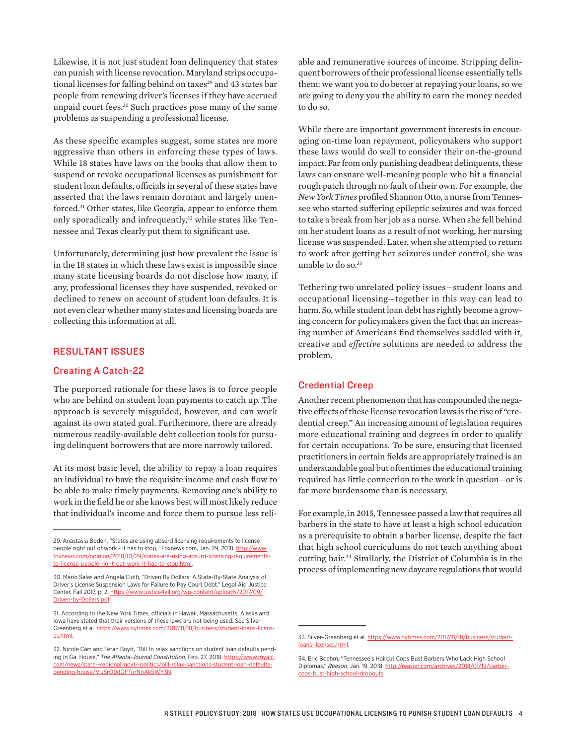Likewise, it is not just student loan delinquency that states can punish with license revocation. Maryland strips occupational licenses for falling behind on taxes[29] and 43 states bar people from renewing driver's licenses if they have accrued unpaid court fees.[30] Such practices pose many of the same problems as suspending a professional license.

As these specific examples suggest, some states are more aggressive than others in enforcing these types of laws. While 18 states have laws on the books that allow them to suspend or revoke occupational licenses as punishment for student loan defaults, officials in several of these states have asserted that the laws remain dormant and largely unenforced.[31] Other states, like Georgia, appear to enforce them only sporadically and infrequently,[32] while states like Tennessee and Texas clearly put them to significant use.

Unfortunately, determining just how prevalent the issue is in the 18 states in which these laws exist is impossible since many state licensing boards do not disclose how many, if any, professional licenses they have suspended, revoked or declined to renew on account of student loan defaults. It is not even clear whether many states and licensing boards are collecting this information at all.

## RESULTANT ISSUES

### Creating A Catch-22

The purported rationale for these laws is to force people who are behind on student loan payments to catch up. The approach is severely misguided, however, and can work against its own stated goal. Furthermore, there are already numerous readily-available debt collection tools for pursuing delinquent borrowers that are more narrowly tailored.

At its most basic level, the ability to repay a loan requires an individual to have the requisite income and cash flow to be able to make timely payments. Removing one's ability to work in the field he or she knows best will most likely reduce that individual's income and force them to pursue less reliable and remunerative sources of income. Stripping delinquent borrowers of their professional license essentially tells them: we want you to do better at repaying your loans, so we are going to deny you the ability to earn the money needed to do so.

While there are important government interests in encouraging on-time loan repayment, policymakers who support these laws would do well to consider their on-the-ground impact. Far from only punishing deadbeat delinquents, these laws can ensnare well-meaning people who hit a financial rough patch through no fault of their own. For example, the *New York Times* profiled Shannon Otto, a nurse from Tennessee who started suffering epileptic seizures and was forced to take a break from her job as a nurse. When she fell behind on her student loans as a result of not working, her nursing license was suspended. Later, when she attempted to return to work after getting her seizures under control, she was unable to do so.[33]

Tethering two unrelated policy issues—student loans and occupational licensing—together in this way can lead to harm. So, while student loan debt has rightly become a growing concern for policymakers given the fact that an increasing number of Americans find themselves saddled with it, creative and *effective* solutions are needed to address the problem.

### Credential Creep

Another recent phenomenon that has compounded the negative effects of these license revocation laws is the rise of "credential creep." An increasing amount of legislation requires more educational training and degrees in order to qualify for certain occupations. To be sure, ensuring that licensed practitioners in certain fields are appropriately trained is an understandable goal but oftentimes the educational training required has little connection to the work in question—or is far more burdensome than is necessary.

For example, in 2015, Tennessee passed a law that requires all barbers in the state to have at least a high school education as a prerequisite to obtain a barber license, despite the fact that high school curriculums do not teach anything about cutting hair.[34] Similarly, the District of Columbia is in the process of implementing new daycare regulations that would

---

29. Anastasia Boden, "States are using absurd licensing requirements to license people right out of work - it has to stop," Foxnews.com, Jan. 29, 2018. http://www.foxnews.com/opinion/2018/01/29/states-are-using-absurd-licensing-requirements-to-license-people-right-out-work-it-has-to-stop.html.

30. Mario Salas and Angela Ciolfi, "Driven By Dollars: A State-By-State Analysis of Driver's License Suspension Laws for Failure to Pay Court Debt," Legal Aid Justice Center, Fall 2017, p. 2. https://www.justice4all.org/wp-content/uploads/2017/09/Driven-by-Dollars.pdf.

31. According to the New York Times, officials in Hawaii, Massachusetts, Alaska and Iowa have stated that their versions of these laws are not being used. See Silver-Greenberg et al. https://www.nytimes.com/2017/11/18/business/student-loans-licenses.html.

32. Nicole Carr and Terah Boyd, "Bill to relax sanctions on student loan defaults pending in Ga. House," *The Atlanta-Journal Constitution*, Feb. 27, 2018. https://www.myajc.com/news/state--regional-govt--politics/bill-relax-sanctions-student-loan-defaults-pending-house/VjJSrO9dQFTurNoAk5WY3N.

33. Silver-Greenberg et al. https://www.nytimes.com/2017/11/18/business/student-loans-licenses.html.

34. Eric Boehm, "Tennessee's Haircut Cops Bust Barbers Who Lack High School Diplomas," *Reason*, Jan. 19, 2018. http://reason.com/archives/2018/01/19/barber-cops-bust-high-school-dropouts.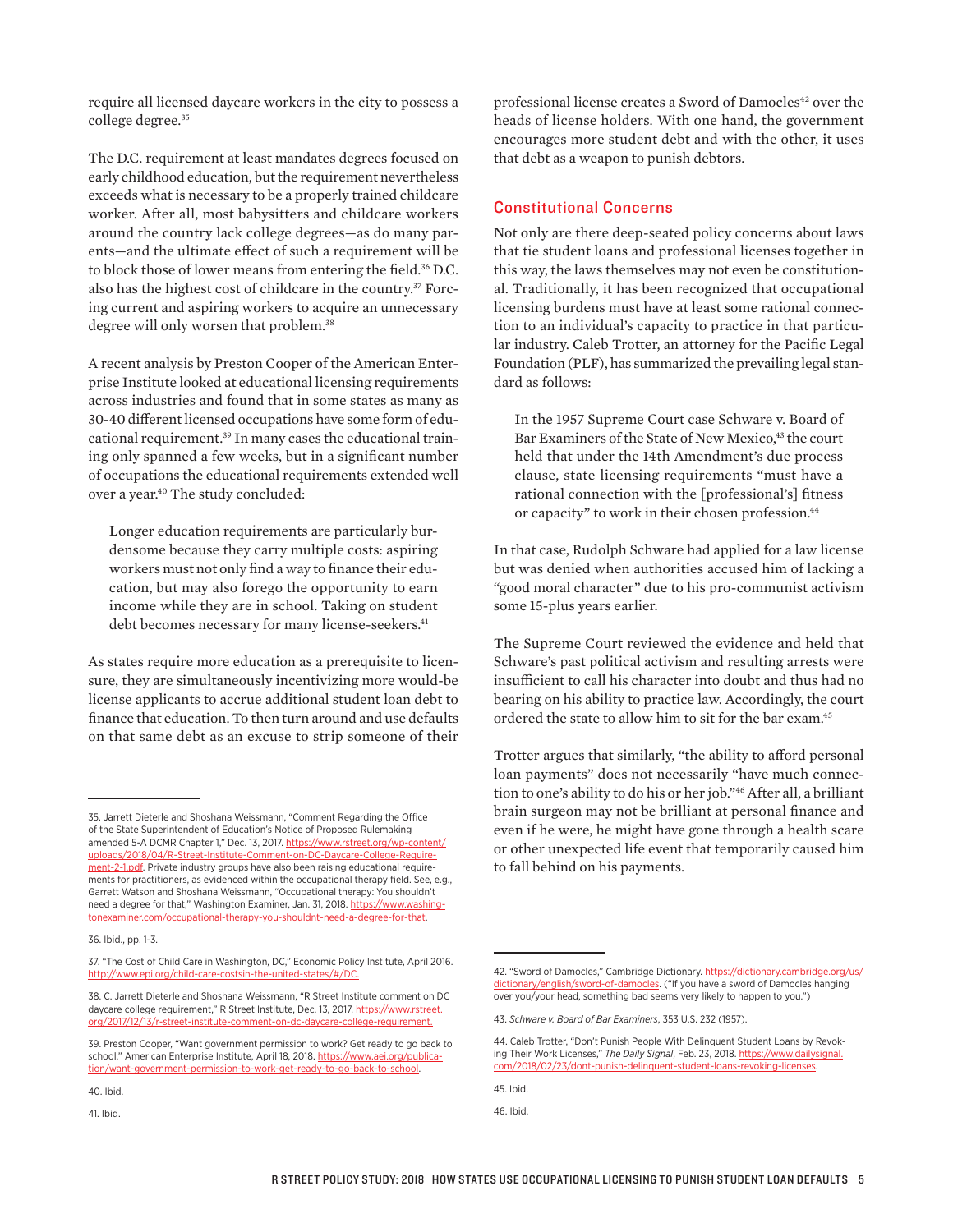require all licensed daycare workers in the city to possess a college degree.[35]

The D.C. requirement at least mandates degrees focused on early childhood education, but the requirement nevertheless exceeds what is necessary to be a properly trained childcare worker. After all, most babysitters and childcare workers around the country lack college degrees—as do many parents—and the ultimate effect of such a requirement will be to block those of lower means from entering the field.[36] D.C. also has the highest cost of childcare in the country.[37] Forcing current and aspiring workers to acquire an unnecessary degree will only worsen that problem.[38]

A recent analysis by Preston Cooper of the American Enterprise Institute looked at educational licensing requirements across industries and found that in some states as many as 30-40 different licensed occupations have some form of educational requirement.[39] In many cases the educational training only spanned a few weeks, but in a significant number of occupations the educational requirements extended well over a year.[40] The study concluded:

> Longer education requirements are particularly burdensome because they carry multiple costs: aspiring workers must not only find a way to finance their education, but may also forego the opportunity to earn income while they are in school. Taking on student debt becomes necessary for many license-seekers.[41]

As states require more education as a prerequisite to licensure, they are simultaneously incentivizing more would-be license applicants to accrue additional student loan debt to finance that education. To then turn around and use defaults on that same debt as an excuse to strip someone of their professional license creates a Sword of Damocles[42] over the heads of license holders. With one hand, the government encourages more student debt and with the other, it uses that debt as a weapon to punish debtors.

## Constitutional Concerns

Not only are there deep-seated policy concerns about laws that tie student loans and professional licenses together in this way, the laws themselves may not even be constitutional. Traditionally, it has been recognized that occupational licensing burdens must have at least some rational connection to an individual's capacity to practice in that particular industry. Caleb Trotter, an attorney for the Pacific Legal Foundation (PLF), has summarized the prevailing legal standard as follows:

> In the 1957 Supreme Court case Schware v. Board of Bar Examiners of the State of New Mexico,[43] the court held that under the 14th Amendment's due process clause, state licensing requirements "must have a rational connection with the [professional's] fitness or capacity" to work in their chosen profession.[44]

In that case, Rudolph Schware had applied for a law license but was denied when authorities accused him of lacking a "good moral character" due to his pro-communist activism some 15-plus years earlier.

The Supreme Court reviewed the evidence and held that Schware's past political activism and resulting arrests were insufficient to call his character into doubt and thus had no bearing on his ability to practice law. Accordingly, the court ordered the state to allow him to sit for the bar exam.[45]

Trotter argues that similarly, "the ability to afford personal loan payments" does not necessarily "have much connection to one's ability to do his or her job."[46] After all, a brilliant brain surgeon may not be brilliant at personal finance and even if he were, he might have gone through a health scare or other unexpected life event that temporarily caused him to fall behind on his payments.

---

35. Jarrett Dieterle and Shoshana Weissmann, "Comment Regarding the Office of the State Superintendent of Education's Notice of Proposed Rulemaking amended 5-A DCMR Chapter 1," Dec. 13, 2017. https://www.rstreet.org/wp-content/uploads/2018/04/R-Street-Institute-Comment-on-DC-Daycare-College-Requirement-2-1.pdf. Private industry groups have also been raising educational requirements for practitioners, as evidenced within the occupational therapy field. See, e.g., Garrett Watson and Shoshana Weissmann, "Occupational therapy: You shouldn't need a degree for that," Washington Examiner, Jan. 31, 2018. https://www.washingtonexaminer.com/occupational-therapy-you-shouldnt-need-a-degree-for-that.

36. Ibid., pp. 1-3.

37. "The Cost of Child Care in Washington, DC," Economic Policy Institute, April 2016. http://www.epi.org/child-care-costsin-the-united-states/#/DC.

38. C. Jarrett Dieterle and Shoshana Weissmann, "R Street Institute comment on DC daycare college requirement," R Street Institute, Dec. 13, 2017. https://www.rstreet.org/2017/12/13/r-street-institute-comment-on-dc-daycare-college-requirement.

39. Preston Cooper, "Want government permission to work? Get ready to go back to school," American Enterprise Institute, April 18, 2018. https://www.aei.org/publication/want-government-permission-to-work-get-ready-to-go-back-to-school.

40. Ibid.

41. Ibid.

42. "Sword of Damocles," Cambridge Dictionary. https://dictionary.cambridge.org/us/dictionary/english/sword-of-damocles. ("If you have a sword of Damocles hanging over you/your head, something bad seems very likely to happen to you.")

43. *Schware v. Board of Bar Examiners*, 353 U.S. 232 (1957).

44. Caleb Trotter, "Don't Punish People With Delinquent Student Loans by Revoking Their Work Licenses," *The Daily Signal*, Feb. 23, 2018. https://www.dailysignal.com/2018/02/23/dont-punish-delinquent-student-loans-revoking-licenses.

45. Ibid.

46. Ibid.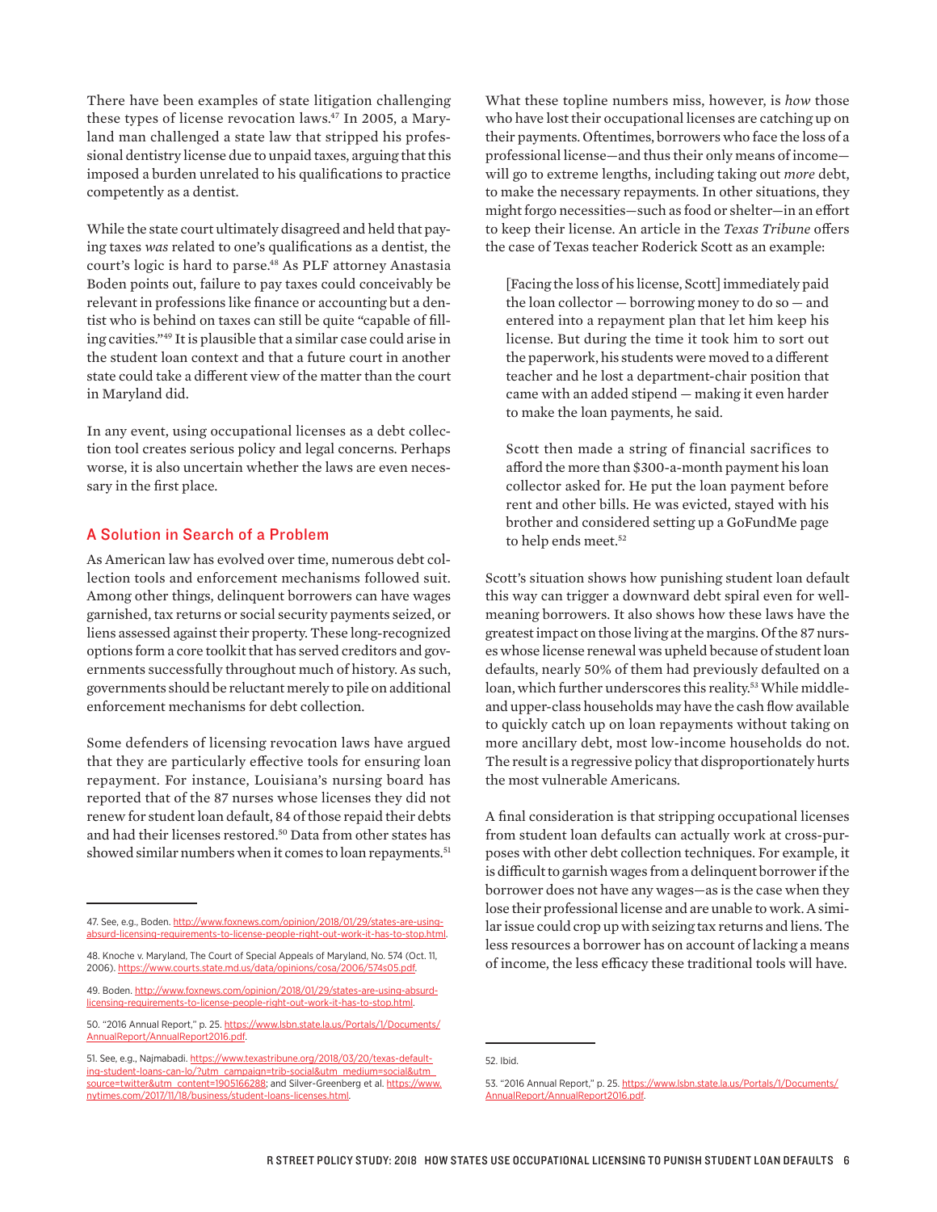There have been examples of state litigation challenging these types of license revocation laws.[47] In 2005, a Maryland man challenged a state law that stripped his professional dentistry license due to unpaid taxes, arguing that this imposed a burden unrelated to his qualifications to practice competently as a dentist.

While the state court ultimately disagreed and held that paying taxes *was* related to one's qualifications as a dentist, the court's logic is hard to parse.[48] As PLF attorney Anastasia Boden points out, failure to pay taxes could conceivably be relevant in professions like finance or accounting but a dentist who is behind on taxes can still be quite "capable of filling cavities."[49] It is plausible that a similar case could arise in the student loan context and that a future court in another state could take a different view of the matter than the court in Maryland did.

In any event, using occupational licenses as a debt collection tool creates serious policy and legal concerns. Perhaps worse, it is also uncertain whether the laws are even necessary in the first place.

## A Solution in Search of a Problem

As American law has evolved over time, numerous debt collection tools and enforcement mechanisms followed suit. Among other things, delinquent borrowers can have wages garnished, tax returns or social security payments seized, or liens assessed against their property. These long-recognized options form a core toolkit that has served creditors and governments successfully throughout much of history. As such, governments should be reluctant merely to pile on additional enforcement mechanisms for debt collection.

Some defenders of licensing revocation laws have argued that they are particularly effective tools for ensuring loan repayment. For instance, Louisiana's nursing board has reported that of the 87 nurses whose licenses they did not renew for student loan default, 84 of those repaid their debts and had their licenses restored.[50] Data from other states has showed similar numbers when it comes to loan repayments.[51]

What these topline numbers miss, however, is *how* those who have lost their occupational licenses are catching up on their payments. Oftentimes, borrowers who face the loss of a professional license—and thus their only means of income—will go to extreme lengths, including taking out *more* debt, to make the necessary repayments. In other situations, they might forgo necessities—such as food or shelter—in an effort to keep their license. An article in the *Texas Tribune* offers the case of Texas teacher Roderick Scott as an example:

> [Facing the loss of his license, Scott] immediately paid the loan collector — borrowing money to do so — and entered into a repayment plan that let him keep his license. But during the time it took him to sort out the paperwork, his students were moved to a different teacher and he lost a department-chair position that came with an added stipend — making it even harder to make the loan payments, he said.
>
> Scott then made a string of financial sacrifices to afford the more than $300-a-month payment his loan collector asked for. He put the loan payment before rent and other bills. He was evicted, stayed with his brother and considered setting up a GoFundMe page to help ends meet.[52]

Scott's situation shows how punishing student loan default this way can trigger a downward debt spiral even for well-meaning borrowers. It also shows how these laws have the greatest impact on those living at the margins. Of the 87 nurses whose license renewal was upheld because of student loan defaults, nearly 50% of them had previously defaulted on a loan, which further underscores this reality.[53] While middle- and upper-class households may have the cash flow available to quickly catch up on loan repayments without taking on more ancillary debt, most low-income households do not. The result is a regressive policy that disproportionately hurts the most vulnerable Americans.

A final consideration is that stripping occupational licenses from student loan defaults can actually work at cross-purposes with other debt collection techniques. For example, it is difficult to garnish wages from a delinquent borrower if the borrower does not have any wages—as is the case when they lose their professional license and are unable to work. A similar issue could crop up with seizing tax returns and liens. The less resources a borrower has on account of lacking a means of income, the less efficacy these traditional tools will have.

---

47. See, e.g., Boden. http://www.foxnews.com/opinion/2018/01/29/states-are-using-absurd-licensing-requirements-to-license-people-right-out-work-it-has-to-stop.html.

48. Knoche v. Maryland, The Court of Special Appeals of Maryland, No. 574 (Oct. 11, 2006). https://www.courts.state.md.us/data/opinions/cosa/2006/574s05.pdf.

49. Boden. http://www.foxnews.com/opinion/2018/01/29/states-are-using-absurd-licensing-requirements-to-license-people-right-out-work-it-has-to-stop.html.

50. "2016 Annual Report," p. 25. https://www.lsbn.state.la.us/Portals/1/Documents/AnnualReport/AnnualReport2016.pdf.

51. See, e.g., Najmabadi. https://www.texastribune.org/2018/03/20/texas-defaulting-student-loans-can-lo/?utm_campaign=trib-social&utm_medium=social&utm_source=twitter&utm_content=1905166288; and Silver-Greenberg et al. https://www.nytimes.com/2017/11/18/business/student-loans-licenses.html.

52. Ibid.

53. "2016 Annual Report," p. 25. https://www.lsbn.state.la.us/Portals/1/Documents/AnnualReport/AnnualReport2016.pdf.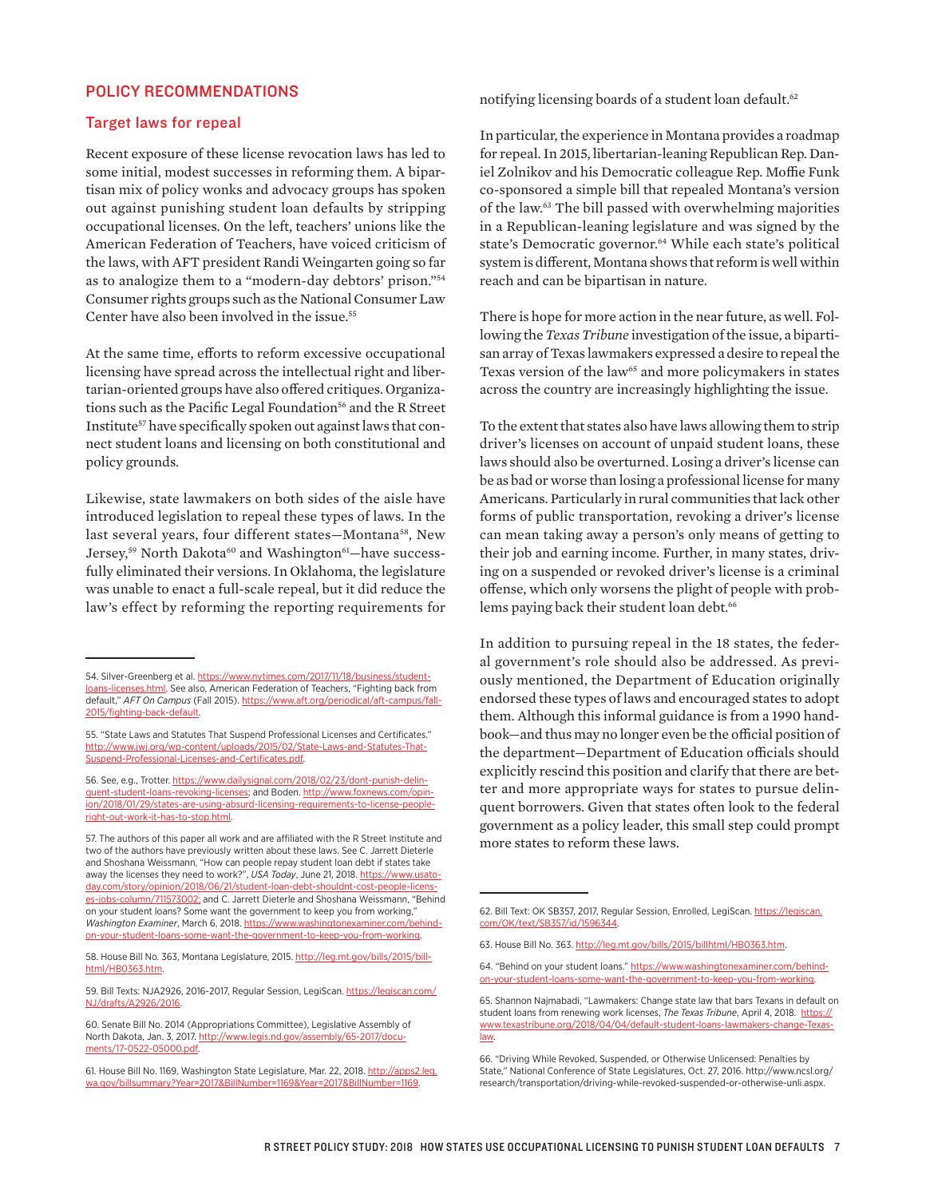## POLICY RECOMMENDATIONS

### Target laws for repeal

Recent exposure of these license revocation laws has led to some initial, modest successes in reforming them. A bipartisan mix of policy wonks and advocacy groups has spoken out against punishing student loan defaults by stripping occupational licenses. On the left, teachers' unions like the American Federation of Teachers, have voiced criticism of the laws, with AFT president Randi Weingarten going so far as to analogize them to a "modern-day debtors' prison."[54] Consumer rights groups such as the National Consumer Law Center have also been involved in the issue.[55]

At the same time, efforts to reform excessive occupational licensing have spread across the intellectual right and libertarian-oriented groups have also offered critiques. Organizations such as the Pacific Legal Foundation[56] and the R Street Institute[57] have specifically spoken out against laws that connect student loans and licensing on both constitutional and policy grounds.

Likewise, state lawmakers on both sides of the aisle have introduced legislation to repeal these types of laws. In the last several years, four different states—Montana[58], New Jersey,[59] North Dakota[60] and Washington[61]—have successfully eliminated their versions. In Oklahoma, the legislature was unable to enact a full-scale repeal, but it did reduce the law's effect by reforming the reporting requirements for notifying licensing boards of a student loan default.[62]

In particular, the experience in Montana provides a roadmap for repeal. In 2015, libertarian-leaning Republican Rep. Daniel Zolnikov and his Democratic colleague Rep. Moffie Funk co-sponsored a simple bill that repealed Montana's version of the law.[63] The bill passed with overwhelming majorities in a Republican-leaning legislature and was signed by the state's Democratic governor.[64] While each state's political system is different, Montana shows that reform is well within reach and can be bipartisan in nature.

There is hope for more action in the near future, as well. Following the *Texas Tribune* investigation of the issue, a bipartisan array of Texas lawmakers expressed a desire to repeal the Texas version of the law[65] and more policymakers in states across the country are increasingly highlighting the issue.

To the extent that states also have laws allowing them to strip driver's licenses on account of unpaid student loans, these laws should also be overturned. Losing a driver's license can be as bad or worse than losing a professional license for many Americans. Particularly in rural communities that lack other forms of public transportation, revoking a driver's license can mean taking away a person's only means of getting to their job and earning income. Further, in many states, driving on a suspended or revoked driver's license is a criminal offense, which only worsens the plight of people with problems paying back their student loan debt.[66]

In addition to pursuing repeal in the 18 states, the federal government's role should also be addressed. As previously mentioned, the Department of Education originally endorsed these types of laws and encouraged states to adopt them. Although this informal guidance is from a 1990 handbook—and thus may no longer even be the official position of the department—Department of Education officials should explicitly rescind this position and clarify that there are better and more appropriate ways for states to punish delinquent borrowers. Given that states often look to the federal government as a policy leader, this small step could prompt more states to reform these laws.

---

54. Silver-Greenberg et al. https://www.nytimes.com/2017/11/18/business/student-loans-licenses.html. See also, American Federation of Teachers, "Fighting back from default," *AFT On Campus* (Fall 2015). https://www.aft.org/periodical/aft-campus/fall-2015/fighting-back-default.

55. "State Laws and Statutes That Suspend Professional Licenses and Certificates." http://www.jwj.org/wp-content/uploads/2015/02/State-Laws-and-Statutes-That-Suspend-Professional-Licenses-and-Certificates.pdf.

56. See, e.g., Trotter. https://www.dailysignal.com/2018/02/23/dont-punish-delinquent-student-loans-revoking-licenses; and Boden. http://www.foxnews.com/opinion/2018/01/29/states-are-using-absurd-licensing-requirements-to-license-people-right-out-work-it-has-to-stop.html.

57. The authors of this paper all work and are affiliated with the R Street Institute and two of the authors have previously written about these laws. See C. Jarrett Dieterle and Shoshana Weissmann, "How can people repay student loan debt if states take away the licenses they need to work?", *USA Today*, June 21, 2018. https://www.usatoday.com/story/opinion/2018/06/21/student-loan-debt-shouldnt-cost-people-licenses-jobs-column/711573002; and C. Jarrett Dieterle and Shoshana Weissmann, "Behind on your student loans? Some want the government to keep you from working," *Washington Examiner*, March 6, 2018. https://www.washingtonexaminer.com/behind-on-your-student-loans-some-want-the-government-to-keep-you-from-working.

58. House Bill No. 363, Montana Legislature, 2015. http://leg.mt.gov/bills/2015/billhtml/HB0363.htm.

59. Bill Texts: NJA2926, 2016-2017, Regular Session, LegiScan. https://legiscan.com/NJ/drafts/A2926/2016.

60. Senate Bill No. 2014 (Appropriations Committee), Legislative Assembly of North Dakota, Jan. 3, 2017. http://www.legis.nd.gov/assembly/65-2017/documents/17-0522-05000.pdf.

61. House Bill No. 1169, Washington State Legislature, Mar. 22, 2018. http://apps2.leg.wa.gov/billsummary?Year=2017&BillNumber=1169&Year=2017&BillNumber=1169.

62. Bill Text: OK SB357, 2017, Regular Session, Enrolled, LegiScan. https://legiscan.com/OK/text/SB357/id/1596344.

63. House Bill No. 363. http://leg.mt.gov/bills/2015/billhtml/HB0363.htm.

64. "Behind on your student loans." https://www.washingtonexaminer.com/behind-on-your-student-loans-some-want-the-government-to-keep-you-from-working.

65. Shannon Najmabadi, "Lawmakers: Change state law that bars Texans in default on student loans from renewing work licenses, *The Texas Tribune*, April 4, 2018. https://www.texastribune.org/2018/04/04/default-student-loans-lawmakers-change-Texas-law.

66. "Driving While Revoked, Suspended, or Otherwise Unlicensed: Penalties by State," National Conference of State Legislatures, Oct. 27, 2016. http://www.ncsl.org/research/transportation/driving-while-revoked-suspended-or-otherwise-unli.aspx.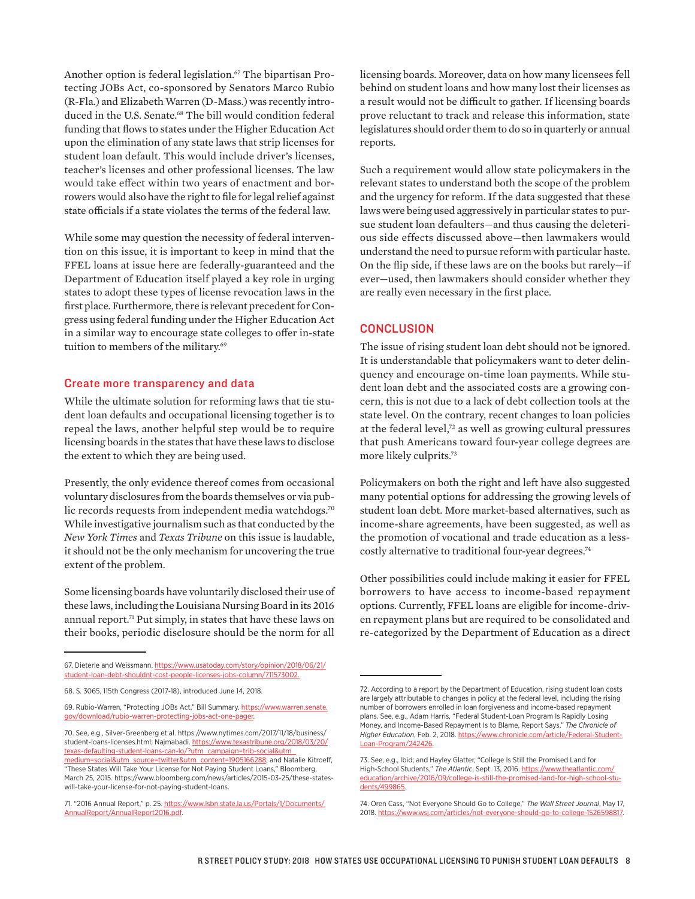Another option is federal legislation.[67] The bipartisan Protecting JOBs Act, co-sponsored by Senators Marco Rubio (R-Fla.) and Elizabeth Warren (D-Mass.) was recently introduced in the U.S. Senate.[68] The bill would condition federal funding that flows to states under the Higher Education Act upon the elimination of any state laws that strip licenses for student loan default. This would include driver's licenses, teacher's licenses and other professional licenses. The law would take effect within two years of enactment and borrowers would also have the right to file for legal relief against state officials if a state violates the terms of the federal law.

While some may question the necessity of federal intervention on this issue, it is important to keep in mind that the FFEL loans at issue here are federally-guaranteed and the Department of Education itself played a key role in urging states to adopt these types of license revocation laws in the first place. Furthermore, there is relevant precedent for Congress using federal funding under the Higher Education Act in a similar way to encourage state colleges to offer in-state tuition to members of the military.[69]

## Create more transparency and data

While the ultimate solution for reforming laws that tie student loan defaults and occupational licensing together is to repeal the laws, another helpful step would be to require licensing boards in the states that have these laws to disclose the extent to which they are being used.

Presently, the only evidence thereof comes from occasional voluntary disclosures from the boards themselves or via public records requests from independent media watchdogs.[70] While investigative journalism such as that conducted by the *New York Times* and *Texas Tribune* on this issue is laudable, it should not be the only mechanism for uncovering the true extent of the problem.

Some licensing boards have voluntarily disclosed their use of these laws, including the Louisiana Nursing Board in its 2016 annual report.[71] Put simply, in states that have these laws on their books, periodic disclosure should be the norm for all licensing boards. Moreover, data on how many licensees fell behind on student loans and how many lost their licenses as a result would not be difficult to gather. If licensing boards prove reluctant to track and release this information, state legislatures should order them to do so in quarterly or annual reports.

Such a requirement would allow state policymakers in the relevant states to understand both the scope of the problem and the urgency for reform. If the data suggested that these laws were being used aggressively in particular states to pursue student loan defaulters—and thus causing the deleterious side effects discussed above—then lawmakers would understand the need to pursue reform with particular haste. On the flip side, if these laws are on the books but rarely—if ever—used, then lawmakers should consider whether they are really even necessary in the first place.

## CONCLUSION

The issue of rising student loan debt should not be ignored. It is understandable that policymakers want to deter delinquency and encourage on-time loan payments. While student loan debt and the associated costs are a growing concern, this is not due to a lack of debt collection tools at the state level. On the contrary, recent changes to loan policies at the federal level,[72] as well as growing cultural pressures that push Americans toward four-year college degrees are more likely culprits.[73]

Policymakers on both the right and left have also suggested many potential options for addressing the growing levels of student loan debt. More market-based alternatives, such as income-share agreements, have been suggested, as well as the promotion of vocational and trade education as a less-costly alternative to traditional four-year degrees.[74]

Other possibilities could include making it easier for FFEL borrowers to have access to income-based repayment options. Currently, FFEL loans are eligible for income-driven repayment plans but are required to be consolidated and re-categorized by the Department of Education as a direct

---

67. Dieterle and Weissmann. https://www.usatoday.com/story/opinion/2018/06/21/student-loan-debt-shouldnt-cost-people-licenses-jobs-column/711573002.

68. S. 3065, 115th Congress (2017-18), introduced June 14, 2018.

69. Rubio-Warren, "Protecting JOBs Act," Bill Summary. https://www.warren.senate.gov/download/rubio-warren-protecting-jobs-act-one-pager.

70. See, e.g., Silver-Greenberg et al. https://www.nytimes.com/2017/11/18/business/student-loans-licenses.html; Najmabadi. https://www.texastribune.org/2018/03/20/texas-defaulting-student-loans-can-lo/?utm_campaign=trib-social&utm_medium=social&utm_source=twitter&utm_content=1905166288; and Natalie Kitroeff, "These States Will Take Your License for Not Paying Student Loans," Bloomberg, March 25, 2015. https://www.bloomberg.com/news/articles/2015-03-25/these-states-will-take-your-license-for-not-paying-student-loans.

71. "2016 Annual Report," p. 25. https://www.lsbn.state.la.us/Portals/1/Documents/AnnualReport/AnnualReport2016.pdf.

72. According to a report by the Department of Education, rising student loan costs are largely attributable to changes in policy at the federal level, including the rising number of borrowers enrolled in loan forgiveness and income-based repayment plans. See, e.g., Adam Harris, "Federal Student-Loan Program Is Rapidly Losing Money, and Income-Based Repayment Is to Blame, Report Says," *The Chronicle of Higher Education*, Feb. 2, 2018. https://www.chronicle.com/article/Federal-Student-Loan-Program/242426.

73. See, e.g., Ibid; and Hayley Glatter, "College Is Still the Promised Land for High-School Students," *The Atlantic*, Sept. 13, 2016. https://www.theatlantic.com/education/archive/2016/09/college-is-still-the-promised-land-for-high-school-students/499865.

74. Oren Cass, "Not Everyone Should Go to College," *The Wall Street Journal*, May 17, 2018. https://www.wsj.com/articles/not-everyone-should-go-to-college-1526598817.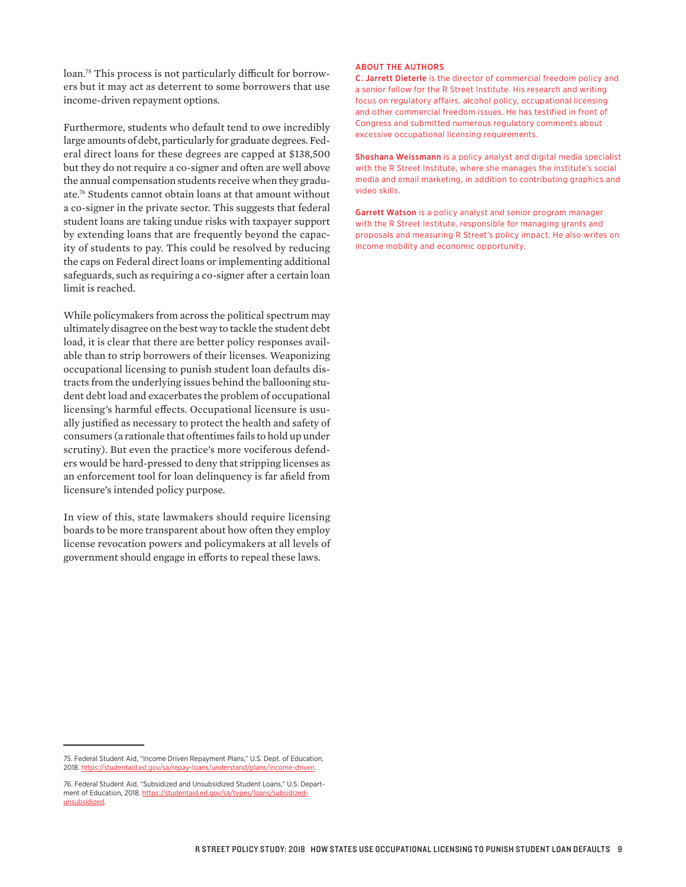loan.[75] This process is not particularly difficult for borrowers but it may act as deterrent to some borrowers that use income-driven repayment options.

Furthermore, students who default tend to owe incredibly large amounts of debt, particularly for graduate degrees. Federal direct loans for these degrees are capped at $138,500 but they do not require a co-signer and often are well above the annual compensation students receive when they graduate.[76] Students cannot obtain loans at that amount without a co-signer in the private sector. This suggests that federal student loans are taking undue risks with taxpayer support by extending loans that are frequently beyond the capacity of students to pay. This could be resolved by reducing the caps on Federal direct loans or implementing additional safeguards, such as requiring a co-signer after a certain loan limit is reached.

While policymakers from across the political spectrum may ultimately disagree on the best way to tackle the student debt load, it is clear that there are better policy responses available than to strip borrowers of their licenses. Weaponizing occupational licensing to punish student loan defaults distracts from the underlying issues behind the ballooning student debt load and exacerbates the problem of occupational licensing's harmful effects. Occupational licensure is usually justified as necessary to protect the health and safety of consumers (a rationale that oftentimes fails to hold up under scrutiny). But even the practice's more vociferous defenders would be hard-pressed to deny that stripping licenses as an enforcement tool for loan delinquency is far afield from licensure's intended policy purpose.

In view of this, state lawmakers should require licensing boards to be more transparent about how often they employ license revocation powers and policymakers at all levels of government should engage in efforts to repeal these laws.

## ABOUT THE AUTHORS

**C. Jarrett Dieterle** is the director of commercial freedom policy and a senior fellow for the R Street Institute. His research and writing focus on regulatory affairs, alcohol policy, occupational licensing and other commercial freedom issues. He has testified in front of Congress and submitted numerous regulatory comments about excessive occupational licensing requirements.

**Shoshana Weissmann** is a policy analyst and digital media specialist with the R Street Institute, where she manages the institute's social media and email marketing, in addition to contributing graphics and video skills.

**Garrett Watson** is a policy analyst and senior program manager with the R Street Institute, responsible for managing grants and proposals and measuring R Street's policy impact. He also writes on income mobility and economic opportunity.

---

75. Federal Student Aid, "Income Driven Repayment Plans," U.S. Dept. of Education, 2018. https://studentaid.ed.gov/sa/repay-loans/understand/plans/income-driven.

76. Federal Student Aid, "Subsidized and Unsubsidized Student Loans," U.S. Department of Education, 2018. https://studentaid.ed.gov/sa/types/loans/subsidized-unsubsidized.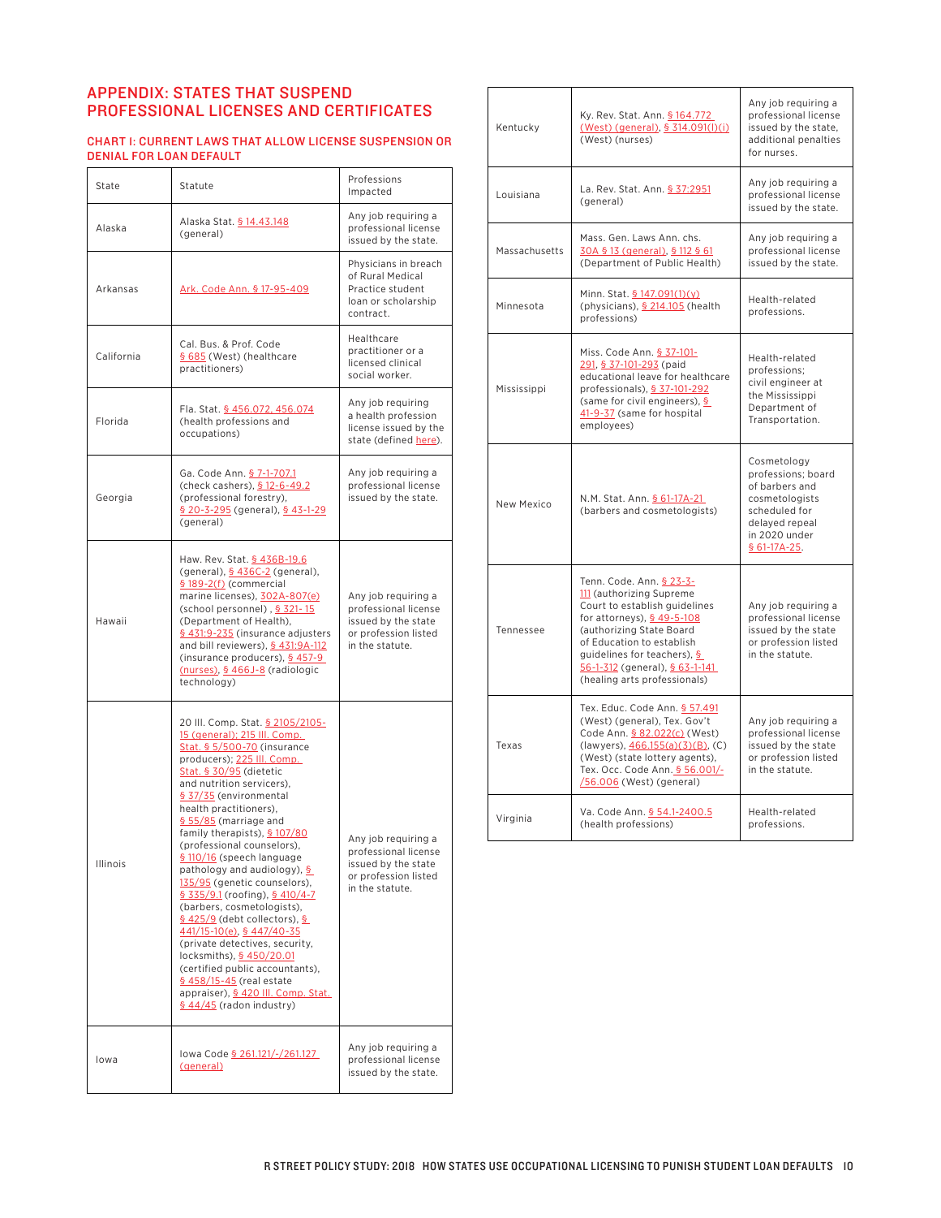## APPENDIX: STATES THAT SUSPEND PROFESSIONAL LICENSES AND CERTIFICATES

### CHART I: CURRENT LAWS THAT ALLOW LICENSE SUSPENSION OR DENIAL FOR LOAN DEFAULT

| State | Statute | Professions Impacted |
|---|---|---|
| Alaska | Alaska Stat. § 14.43.148 (general) | Any job requiring a professional license issued by the state. |
| Arkansas | Ark. Code Ann. § 17-95-409 | Physicians in breach of Rural Medical Practice student loan or scholarship contract. |
| California | Cal. Bus. & Prof. Code § 685 (West) (healthcare practitioners) | Healthcare practitioner or a licensed clinical social worker. |
| Florida | Fla. Stat. § 456.072, 456.074 (health professions and occupations) | Any job requiring a health profession license issued by the state (defined here). |
| Georgia | Ga. Code Ann. § 7-1-707.1 (check cashers), § 12-6-49.2 (professional forestry), § 20-3-295 (general), § 43-1-29 (general) | Any job requiring a professional license issued by the state. |
| Hawaii | Haw. Rev. Stat. § 436B-19.6 (general), § 436C-2 (general), § 189-2(f) (commercial marine licenses), 302A-807(e) (school personnel) , § 321- 15 (Department of Health), § 431:9-235 (insurance adjusters and bill reviewers), § 431:9A-112 (insurance producers), § 457-9 (nurses), § 466J-8 (radiologic technology) | Any job requiring a professional license issued by the state or profession listed in the statute. |
| Illinois | 20 Ill. Comp. Stat. § 2105/2105-15 (general); 215 Ill. Comp. Stat. § 5/500-70 (insurance producers); 225 Ill. Comp. Stat. § 30/95 (dietetic and nutrition servicers), § 37/35 (environmental health practitioners), § 55/85 (marriage and family therapists), § 107/80 (professional counselors), § 110/16 (speech language pathology and audiology), § 135/95 (genetic counselors), § 335/9.1 (roofing), § 410/4-7 (barbers, cosmetologists), § 425/9 (debt collectors), § 441/15-10(e), § 447/40-35 (private detectives, security, locksmiths), § 450/20.01 (certified public accountants), § 458/15-45 (real estate appraiser), § 420 Ill. Comp. Stat. § 44/45 (radon industry) | Any job requiring a professional license issued by the state or profession listed in the statute. |
| Iowa | Iowa Code § 261.121/-/261.127 (general) | Any job requiring a professional license issued by the state. |
| Kentucky | Ky. Rev. Stat. Ann. § 164.772 (West) (general), § 314.091(l)(i) (West) (nurses) | Any job requiring a professional license issued by the state, additional penalties for nurses. |
| Louisiana | La. Rev. Stat. Ann. § 37:2951 (general) | Any job requiring a professional license issued by the state. |
| Massachusetts | Mass. Gen. Laws Ann. chs. 30A § 13 (general), § 112 § 61 (Department of Public Health) | Any job requiring a professional license issued by the state. |
| Minnesota | Minn. Stat. § 147.091(1)(v) (physicians), § 214.105 (health professions) | Health-related professions. |
| Mississippi | Miss. Code Ann. § 37-101-291, § 37-101-293 (paid educational leave for healthcare professionals), § 37-101-292 (same for civil engineers), § 41-9-37 (same for hospital employees) | Health-related professions; civil engineer at the Mississippi Department of Transportation. |
| New Mexico | N.M. Stat. Ann. § 61-17A-21 (barbers and cosmetologists) | Cosmetology professions; board of barbers and cosmetologists scheduled for delayed repeal in 2020 under § 61-17A-25. |
| Tennessee | Tenn. Code. Ann. § 23-3-111 (authorizing Supreme Court to establish guidelines for attorneys), § 49-5-108 (authorizing State Board of Education to establish guidelines for teachers), § 56-1-312 (general), § 63-1-141 (healing arts professionals) | Any job requiring a professional license issued by the state or profession listed in the statute. |
| Texas | Tex. Educ. Code Ann. § 57.491 (West) (general), Tex. Gov't Code Ann. § 82.022(c) (West) (lawyers), 466.155(a)(3)(B), (C) (West) (state lottery agents), Tex. Occ. Code Ann. § 56.001/-/56.006 (West) (general) | Any job requiring a professional license issued by the state or profession listed in the statute. |
| Virginia | Va. Code Ann. § 54.1-2400.5 (health professions) | Health-related professions. |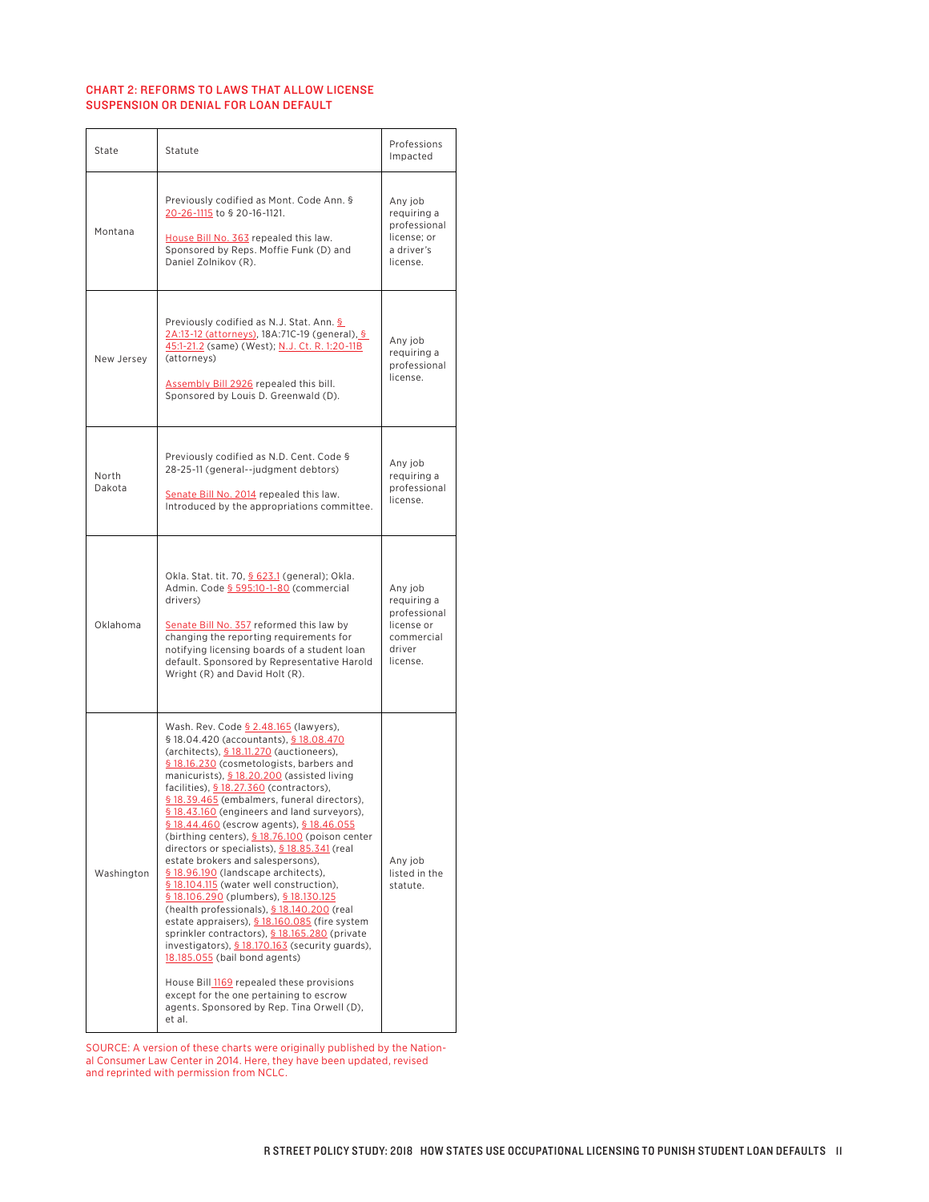### CHART 2: REFORMS TO LAWS THAT ALLOW LICENSE SUSPENSION OR DENIAL FOR LOAN DEFAULT

| State | Statute | Professions Impacted |
|---|---|---|
| Montana | Previously codified as Mont. Code Ann. § 20-26-1115 to § 20-16-1121.<br><br>House Bill No. 363 repealed this law. Sponsored by Reps. Moffie Funk (D) and Daniel Zolnikov (R). | Any job requiring a professional license; or a driver's license. |
| New Jersey | Previously codified as N.J. Stat. Ann. § 2A:13-12 (attorneys), 18A:71C-19 (general), § 45:1-21.2 (same) (West); N.J. Ct. R. 1:20-11B (attorneys)<br><br>Assembly Bill 2926 repealed this bill. Sponsored by Louis D. Greenwald (D). | Any job requiring a professional license. |
| North Dakota | Previously codified as N.D. Cent. Code § 28-25-11 (general--judgment debtors)<br><br>Senate Bill No. 2014 repealed this law. Introduced by the appropriations committee. | Any job requiring a professional license. |
| Oklahoma | Okla. Stat. tit. 70, § 623.1 (general); Okla. Admin. Code § 595:10-1-80 (commercial drivers)<br><br>Senate Bill No. 357 reformed this law by changing the reporting requirements for notifying licensing boards of a student loan default. Sponsored by Representative Harold Wright (R) and David Holt (R). | Any job requiring a professional license or commercial driver license. |
| Washington | Wash. Rev. Code § 2.48.165 (lawyers), § 18.04.420 (accountants), § 18.08.470 (architects), § 18.11.270 (auctioneers), § 18.16.230 (cosmetologists, barbers and manicurists), § 18.20.200 (assisted living facilities), § 18.27.360 (contractors), § 18.39.465 (embalmers, funeral directors), § 18.43.160 (engineers and land surveyors), § 18.44.460 (escrow agents), § 18.46.055 (birthing centers), § 18.76.100 (poison center directors or specialists), § 18.85.341 (real estate brokers and salespersons), § 18.96.190 (landscape architects), § 18.104.115 (water well construction), § 18.106.290 (plumbers), § 18.130.125 (health professionals), § 18.140.200 (real estate appraisers), § 18.160.085 (fire system sprinkler contractors), § 18.165.280 (private investigators), § 18.170.163 (security guards), 18.185.055 (bail bond agents)<br><br>House Bill 1169 repealed these provisions except for the one pertaining to escrow agents. Sponsored by Rep. Tina Orwell (D), et al. | Any job listed in the statute. |

SOURCE: A version of these charts were originally published by the National Consumer Law Center in 2014. Here, they have been updated, revised and reprinted with permission from NCLC.